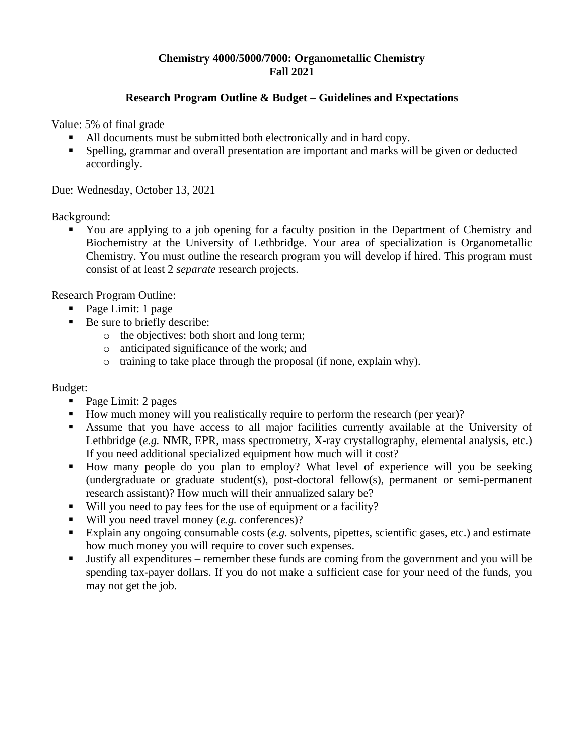**Chemistry 4000/5000/7000: Organometallic Chemistry**
**Fall 2021**

**Research Program Outline & Budget – Guidelines and Expectations**

Value: 5% of final grade

- All documents must be submitted both electronically and in hard copy.
- Spelling, grammar and overall presentation are important and marks will be given or deducted accordingly.

Due: Wednesday, October 13, 2021

Background:

- You are applying to a job opening for a faculty position in the Department of Chemistry and Biochemistry at the University of Lethbridge. Your area of specialization is Organometallic Chemistry. You must outline the research program you will develop if hired. This program must consist of at least 2 *separate* research projects.

Research Program Outline:

- Page Limit: 1 page
- Be sure to briefly describe:
  - the objectives: both short and long term;
  - anticipated significance of the work; and
  - training to take place through the proposal (if none, explain why).

Budget:

- Page Limit: 2 pages
- How much money will you realistically require to perform the research (per year)?
- Assume that you have access to all major facilities currently available at the University of Lethbridge (*e.g.* NMR, EPR, mass spectrometry, X-ray crystallography, elemental analysis, etc.) If you need additional specialized equipment how much will it cost?
- How many people do you plan to employ? What level of experience will you be seeking (undergraduate or graduate student(s), post-doctoral fellow(s), permanent or semi-permanent research assistant)? How much will their annualized salary be?
- Will you need to pay fees for the use of equipment or a facility?
- Will you need travel money (*e.g.* conferences)?
- Explain any ongoing consumable costs (*e.g.* solvents, pipettes, scientific gases, etc.) and estimate how much money you will require to cover such expenses.
- Justify all expenditures – remember these funds are coming from the government and you will be spending tax-payer dollars. If you do not make a sufficient case for your need of the funds, you may not get the job.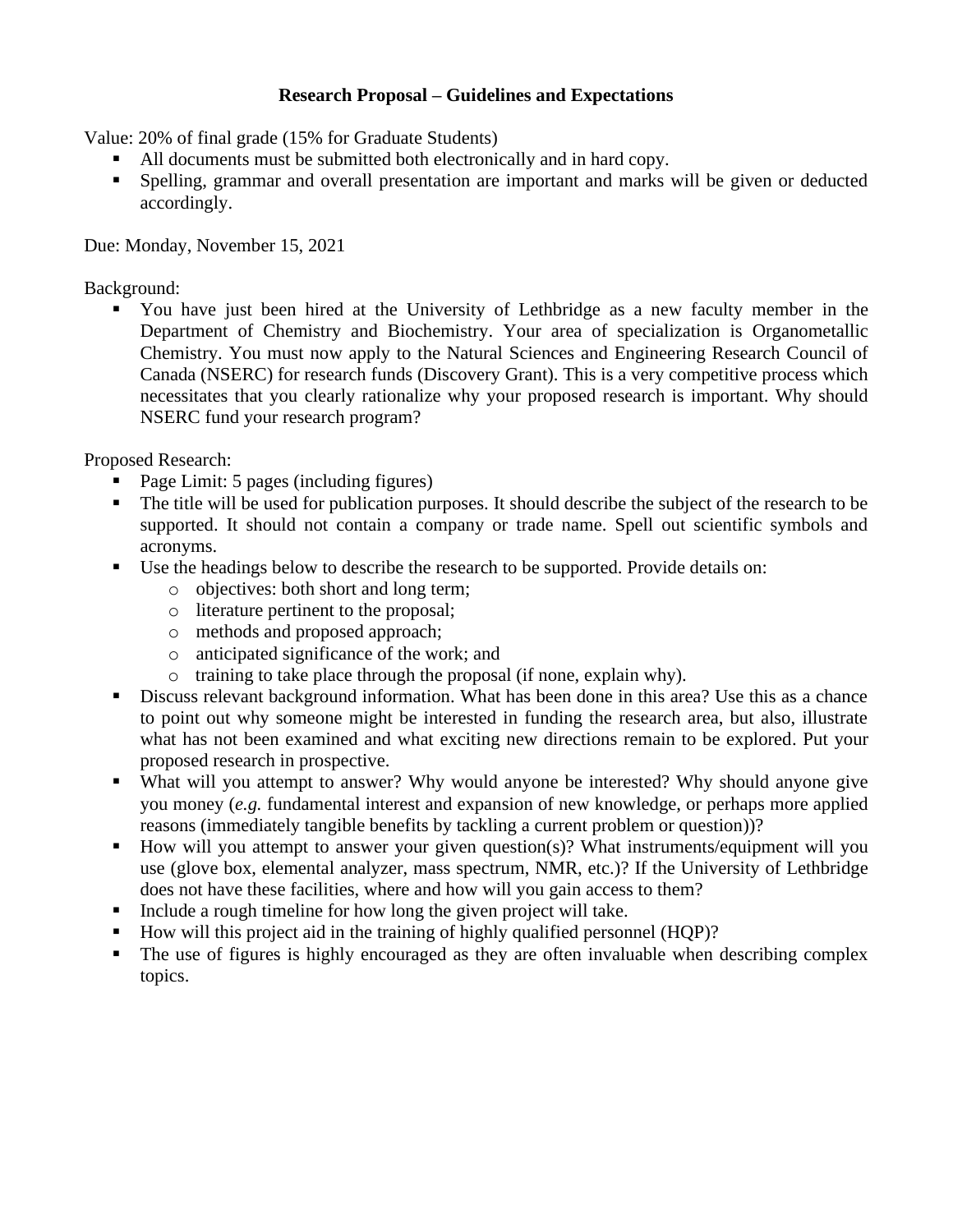# Research Proposal – Guidelines and Expectations

Value: 20% of final grade (15% for Graduate Students)

- All documents must be submitted both electronically and in hard copy.
- Spelling, grammar and overall presentation are important and marks will be given or deducted accordingly.

Due: Monday, November 15, 2021

Background:

- You have just been hired at the University of Lethbridge as a new faculty member in the Department of Chemistry and Biochemistry. Your area of specialization is Organometallic Chemistry. You must now apply to the Natural Sciences and Engineering Research Council of Canada (NSERC) for research funds (Discovery Grant). This is a very competitive process which necessitates that you clearly rationalize why your proposed research is important. Why should NSERC fund your research program?

Proposed Research:

- Page Limit: 5 pages (including figures)
- The title will be used for publication purposes. It should describe the subject of the research to be supported. It should not contain a company or trade name. Spell out scientific symbols and acronyms.
- Use the headings below to describe the research to be supported. Provide details on:
  - objectives: both short and long term;
  - literature pertinent to the proposal;
  - methods and proposed approach;
  - anticipated significance of the work; and
  - training to take place through the proposal (if none, explain why).
- Discuss relevant background information. What has been done in this area? Use this as a chance to point out why someone might be interested in funding the research area, but also, illustrate what has not been examined and what exciting new directions remain to be explored. Put your proposed research in prospective.
- What will you attempt to answer? Why would anyone be interested? Why should anyone give you money (*e.g.* fundamental interest and expansion of new knowledge, or perhaps more applied reasons (immediately tangible benefits by tackling a current problem or question))?
- How will you attempt to answer your given question(s)? What instruments/equipment will you use (glove box, elemental analyzer, mass spectrum, NMR, etc.)? If the University of Lethbridge does not have these facilities, where and how will you gain access to them?
- Include a rough timeline for how long the given project will take.
- How will this project aid in the training of highly qualified personnel (HQP)?
- The use of figures is highly encouraged as they are often invaluable when describing complex topics.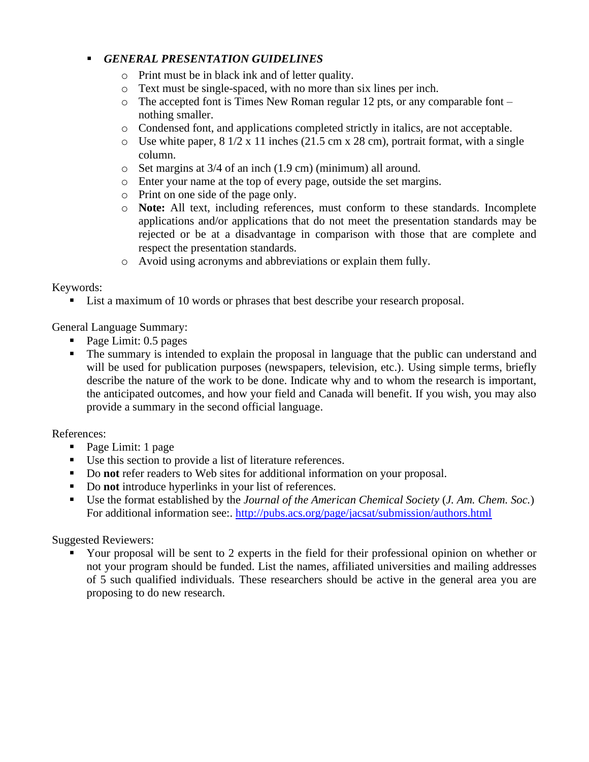- ***GENERAL PRESENTATION GUIDELINES***
  - Print must be in black ink and of letter quality.
  - Text must be single-spaced, with no more than six lines per inch.
  - The accepted font is Times New Roman regular 12 pts, or any comparable font – nothing smaller.
  - Condensed font, and applications completed strictly in italics, are not acceptable.
  - Use white paper, 8 1/2 x 11 inches (21.5 cm x 28 cm), portrait format, with a single column.
  - Set margins at 3/4 of an inch (1.9 cm) (minimum) all around.
  - Enter your name at the top of every page, outside the set margins.
  - Print on one side of the page only.
  - **Note:** All text, including references, must conform to these standards. Incomplete applications and/or applications that do not meet the presentation standards may be rejected or be at a disadvantage in comparison with those that are complete and respect the presentation standards.
  - Avoid using acronyms and abbreviations or explain them fully.

Keywords:

- List a maximum of 10 words or phrases that best describe your research proposal.

General Language Summary:

- Page Limit: 0.5 pages
- The summary is intended to explain the proposal in language that the public can understand and will be used for publication purposes (newspapers, television, etc.). Using simple terms, briefly describe the nature of the work to be done. Indicate why and to whom the research is important, the anticipated outcomes, and how your field and Canada will benefit. If you wish, you may also provide a summary in the second official language.

References:

- Page Limit: 1 page
- Use this section to provide a list of literature references.
- Do **not** refer readers to Web sites for additional information on your proposal.
- Do **not** introduce hyperlinks in your list of references.
- Use the format established by the *Journal of the American Chemical Society* (*J. Am. Chem. Soc.*) For additional information see:. [http://pubs.acs.org/page/jacsat/submission/authors.html](http://pubs.acs.org/page/jacsat/submission/authors.html)

Suggested Reviewers:

- Your proposal will be sent to 2 experts in the field for their professional opinion on whether or not your program should be funded. List the names, affiliated universities and mailing addresses of 5 such qualified individuals. These researchers should be active in the general area you are proposing to do new research.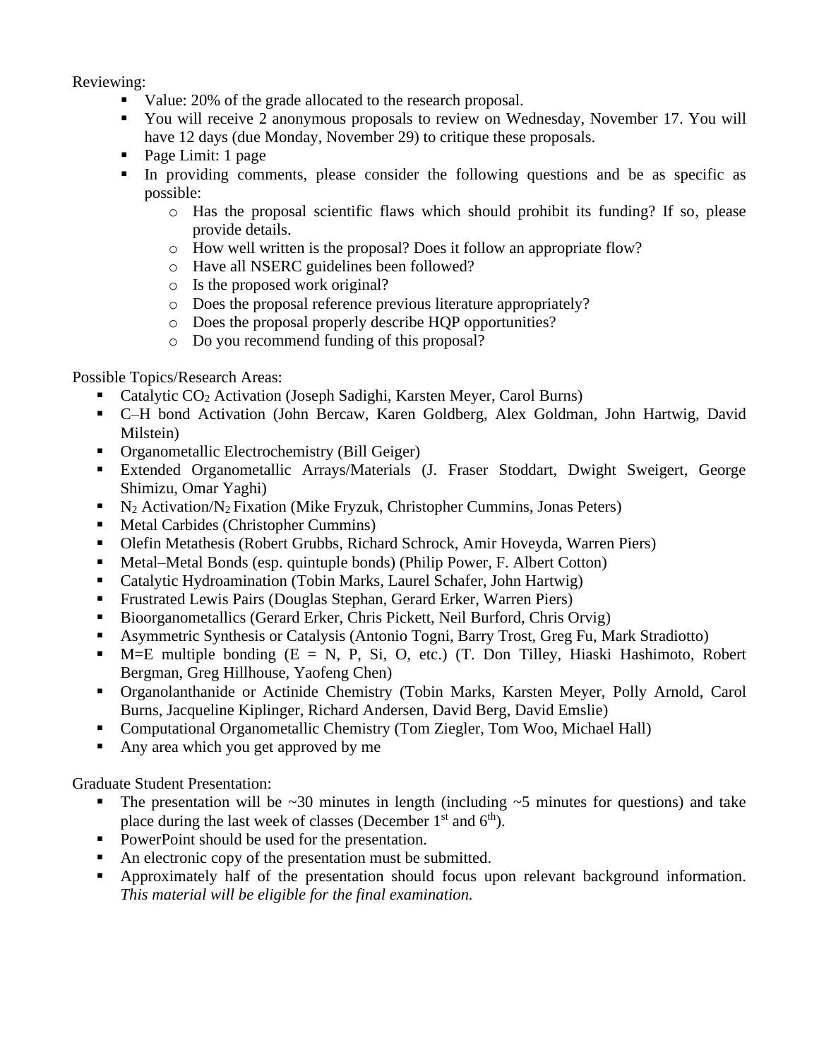Reviewing:

- Value: 20% of the grade allocated to the research proposal.
- You will receive 2 anonymous proposals to review on Wednesday, November 17. You will have 12 days (due Monday, November 29) to critique these proposals.
- Page Limit: 1 page
- In providing comments, please consider the following questions and be as specific as possible:
  - Has the proposal scientific flaws which should prohibit its funding? If so, please provide details.
  - How well written is the proposal? Does it follow an appropriate flow?
  - Have all NSERC guidelines been followed?
  - Is the proposed work original?
  - Does the proposal reference previous literature appropriately?
  - Does the proposal properly describe HQP opportunities?
  - Do you recommend funding of this proposal?

Possible Topics/Research Areas:

- Catalytic $CO_2$ Activation (Joseph Sadighi, Karsten Meyer, Carol Burns)
- C–H bond Activation (John Bercaw, Karen Goldberg, Alex Goldman, John Hartwig, David Milstein)
- Organometallic Electrochemistry (Bill Geiger)
- Extended Organometallic Arrays/Materials (J. Fraser Stoddart, Dwight Sweigert, George Shimizu, Omar Yaghi)
- $N_2$ Activation/$N_2$ Fixation (Mike Fryzuk, Christopher Cummins, Jonas Peters)
- Metal Carbides (Christopher Cummins)
- Olefin Metathesis (Robert Grubbs, Richard Schrock, Amir Hoveyda, Warren Piers)
- Metal–Metal Bonds (esp. quintuple bonds) (Philip Power, F. Albert Cotton)
- Catalytic Hydroamination (Tobin Marks, Laurel Schafer, John Hartwig)
- Frustrated Lewis Pairs (Douglas Stephan, Gerard Erker, Warren Piers)
- Bioorganometallics (Gerard Erker, Chris Pickett, Neil Burford, Chris Orvig)
- Asymmetric Synthesis or Catalysis (Antonio Togni, Barry Trost, Greg Fu, Mark Stradiotto)
- M=E multiple bonding (E = N, P, Si, O, etc.) (T. Don Tilley, Hiaski Hashimoto, Robert Bergman, Greg Hillhouse, Yaofeng Chen)
- Organolanthanide or Actinide Chemistry (Tobin Marks, Karsten Meyer, Polly Arnold, Carol Burns, Jacqueline Kiplinger, Richard Andersen, David Berg, David Emslie)
- Computational Organometallic Chemistry (Tom Ziegler, Tom Woo, Michael Hall)
- Any area which you get approved by me

Graduate Student Presentation:

- The presentation will be ~30 minutes in length (including ~5 minutes for questions) and take place during the last week of classes (December 1st and 6th).
- PowerPoint should be used for the presentation.
- An electronic copy of the presentation must be submitted.
- Approximately half of the presentation should focus upon relevant background information. *This material will be eligible for the final examination.*